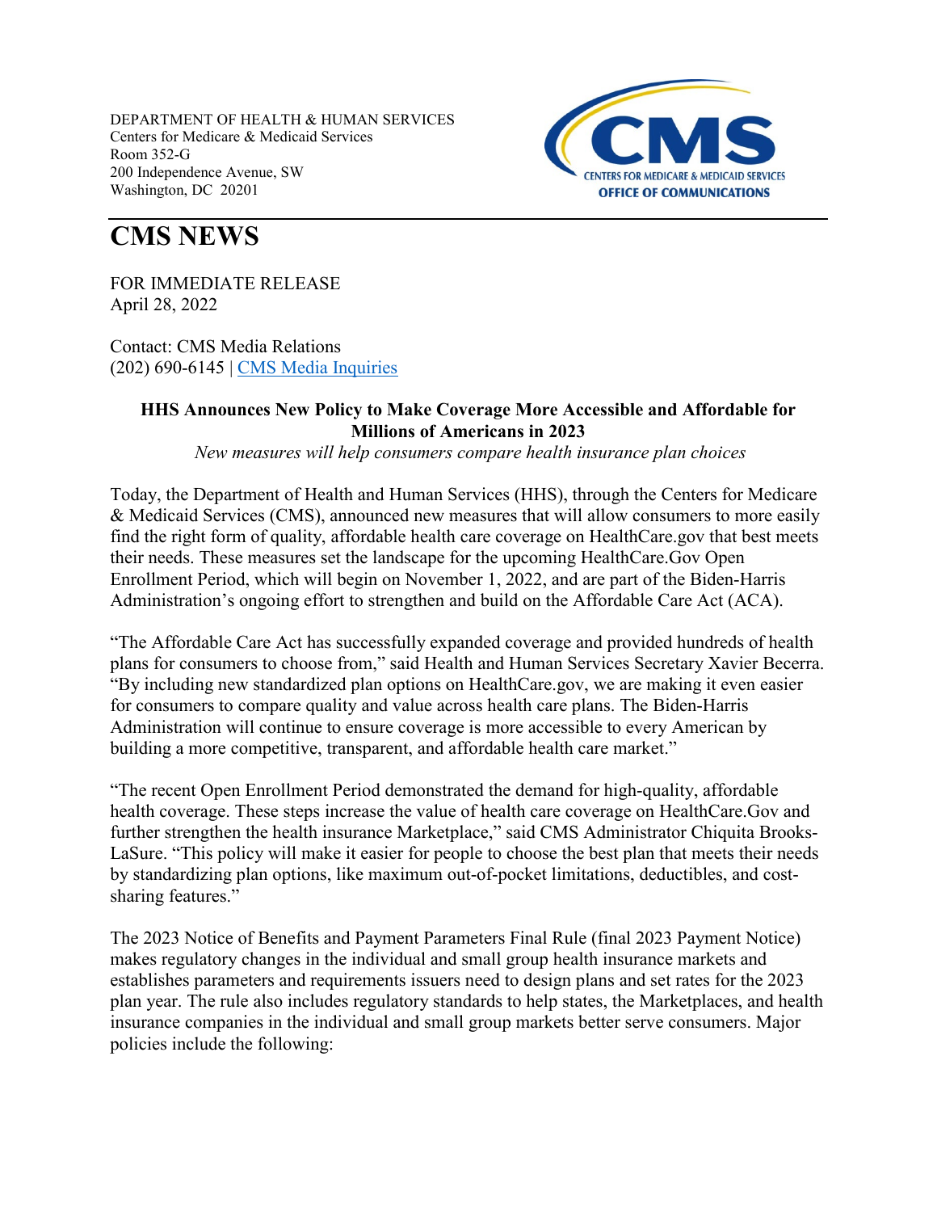DEPARTMENT OF HEALTH & HUMAN SERVICES
Centers for Medicare & Medicaid Services
Room 352-G
200 Independence Avenue, SW
Washington, DC 20201

# CMS NEWS

FOR IMMEDIATE RELEASE
April 28, 2022

Contact: CMS Media Relations
(202) 690-6145 | CMS Media Inquiries

**HHS Announces New Policy to Make Coverage More Accessible and Affordable for Millions of Americans in 2023**

*New measures will help consumers compare health insurance plan choices*

Today, the Department of Health and Human Services (HHS), through the Centers for Medicare & Medicaid Services (CMS), announced new measures that will allow consumers to more easily find the right form of quality, affordable health care coverage on HealthCare.gov that best meets their needs. These measures set the landscape for the upcoming HealthCare.Gov Open Enrollment Period, which will begin on November 1, 2022, and are part of the Biden-Harris Administration's ongoing effort to strengthen and build on the Affordable Care Act (ACA).

"The Affordable Care Act has successfully expanded coverage and provided hundreds of health plans for consumers to choose from," said Health and Human Services Secretary Xavier Becerra. "By including new standardized plan options on HealthCare.gov, we are making it even easier for consumers to compare quality and value across health care plans. The Biden-Harris Administration will continue to ensure coverage is more accessible to every American by building a more competitive, transparent, and affordable health care market."

"The recent Open Enrollment Period demonstrated the demand for high-quality, affordable health coverage. These steps increase the value of health care coverage on HealthCare.Gov and further strengthen the health insurance Marketplace," said CMS Administrator Chiquita Brooks-LaSure. "This policy will make it easier for people to choose the best plan that meets their needs by standardizing plan options, like maximum out-of-pocket limitations, deductibles, and cost-sharing features."

The 2023 Notice of Benefits and Payment Parameters Final Rule (final 2023 Payment Notice) makes regulatory changes in the individual and small group health insurance markets and establishes parameters and requirements issuers need to design plans and set rates for the 2023 plan year. The rule also includes regulatory standards to help states, the Marketplaces, and health insurance companies in the individual and small group markets better serve consumers. Major policies include the following: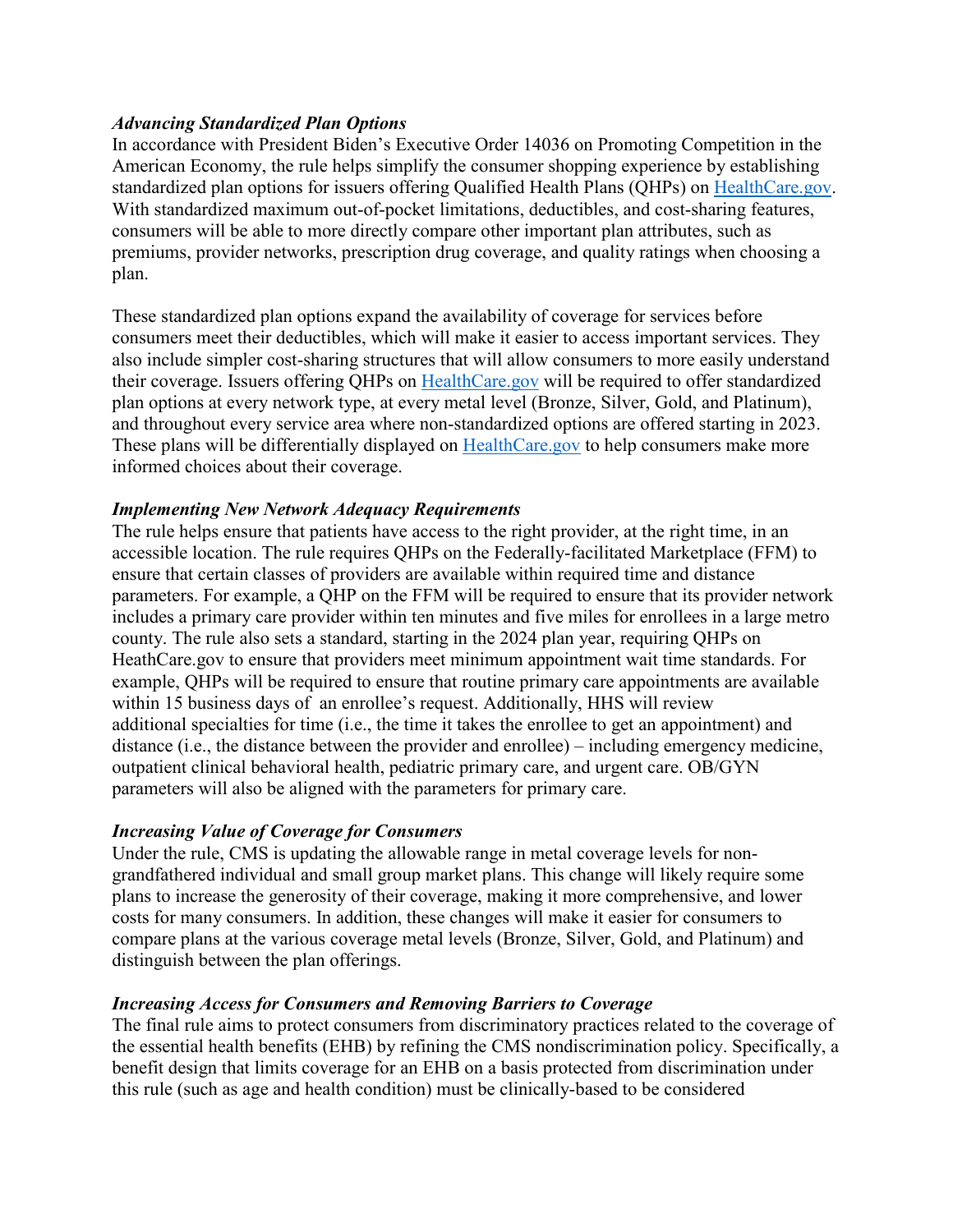***Advancing Standardized Plan Options***

In accordance with President Biden's Executive Order 14036 on Promoting Competition in the American Economy, the rule helps simplify the consumer shopping experience by establishing standardized plan options for issuers offering Qualified Health Plans (QHPs) on [HealthCare.gov](https://www.healthcare.gov). With standardized maximum out-of-pocket limitations, deductibles, and cost-sharing features, consumers will be able to more directly compare other important plan attributes, such as premiums, provider networks, prescription drug coverage, and quality ratings when choosing a plan.

These standardized plan options expand the availability of coverage for services before consumers meet their deductibles, which will make it easier to access important services. They also include simpler cost-sharing structures that will allow consumers to more easily understand their coverage. Issuers offering QHPs on [HealthCare.gov](https://www.healthcare.gov) will be required to offer standardized plan options at every network type, at every metal level (Bronze, Silver, Gold, and Platinum), and throughout every service area where non-standardized options are offered starting in 2023. These plans will be differentially displayed on [HealthCare.gov](https://www.healthcare.gov) to help consumers make more informed choices about their coverage.

***Implementing New Network Adequacy Requirements***

The rule helps ensure that patients have access to the right provider, at the right time, in an accessible location. The rule requires QHPs on the Federally-facilitated Marketplace (FFM) to ensure that certain classes of providers are available within required time and distance parameters. For example, a QHP on the FFM will be required to ensure that its provider network includes a primary care provider within ten minutes and five miles for enrollees in a large metro county. The rule also sets a standard, starting in the 2024 plan year, requiring QHPs on HeathCare.gov to ensure that providers meet minimum appointment wait time standards. For example, QHPs will be required to ensure that routine primary care appointments are available within 15 business days of an enrollee's request. Additionally, HHS will review additional specialties for time (i.e., the time it takes the enrollee to get an appointment) and distance (i.e., the distance between the provider and enrollee) – including emergency medicine, outpatient clinical behavioral health, pediatric primary care, and urgent care. OB/GYN parameters will also be aligned with the parameters for primary care.

***Increasing Value of Coverage for Consumers***

Under the rule, CMS is updating the allowable range in metal coverage levels for non-grandfathered individual and small group market plans. This change will likely require some plans to increase the generosity of their coverage, making it more comprehensive, and lower costs for many consumers. In addition, these changes will make it easier for consumers to compare plans at the various coverage metal levels (Bronze, Silver, Gold, and Platinum) and distinguish between the plan offerings.

***Increasing Access for Consumers and Removing Barriers to Coverage***

The final rule aims to protect consumers from discriminatory practices related to the coverage of the essential health benefits (EHB) by refining the CMS nondiscrimination policy. Specifically, a benefit design that limits coverage for an EHB on a basis protected from discrimination under this rule (such as age and health condition) must be clinically-based to be considered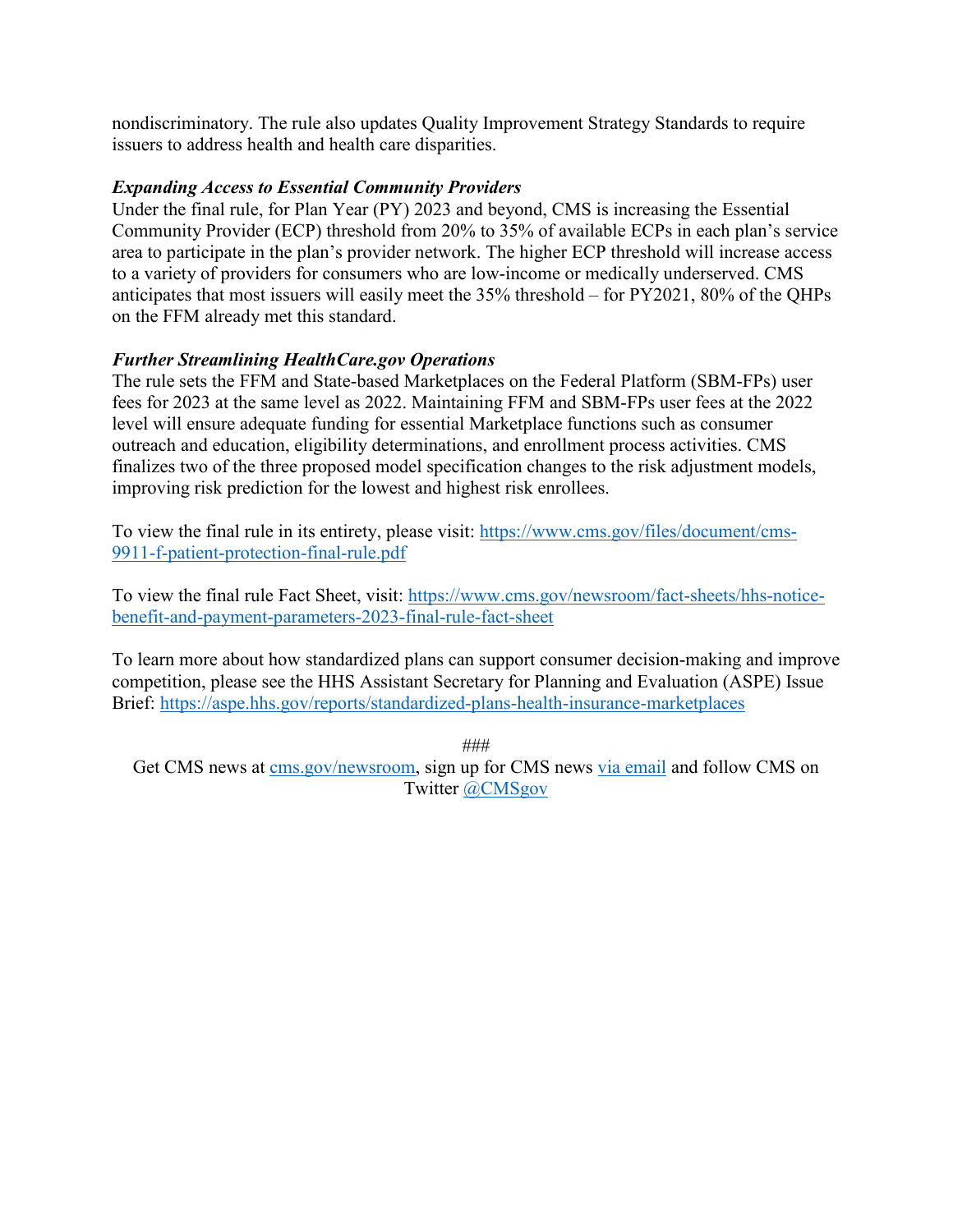nondiscriminatory. The rule also updates Quality Improvement Strategy Standards to require issuers to address health and health care disparities.

***Expanding Access to Essential Community Providers***

Under the final rule, for Plan Year (PY) 2023 and beyond, CMS is increasing the Essential Community Provider (ECP) threshold from 20% to 35% of available ECPs in each plan's service area to participate in the plan's provider network. The higher ECP threshold will increase access to a variety of providers for consumers who are low-income or medically underserved. CMS anticipates that most issuers will easily meet the 35% threshold – for PY2021, 80% of the QHPs on the FFM already met this standard.

***Further Streamlining HealthCare.gov Operations***

The rule sets the FFM and State-based Marketplaces on the Federal Platform (SBM-FPs) user fees for 2023 at the same level as 2022. Maintaining FFM and SBM-FPs user fees at the 2022 level will ensure adequate funding for essential Marketplace functions such as consumer outreach and education, eligibility determinations, and enrollment process activities. CMS finalizes two of the three proposed model specification changes to the risk adjustment models, improving risk prediction for the lowest and highest risk enrollees.

To view the final rule in its entirety, please visit: https://www.cms.gov/files/document/cms-9911-f-patient-protection-final-rule.pdf

To view the final rule Fact Sheet, visit: https://www.cms.gov/newsroom/fact-sheets/hhs-notice-benefit-and-payment-parameters-2023-final-rule-fact-sheet

To learn more about how standardized plans can support consumer decision-making and improve competition, please see the HHS Assistant Secretary for Planning and Evaluation (ASPE) Issue Brief: https://aspe.hhs.gov/reports/standardized-plans-health-insurance-marketplaces

###

Get CMS news at cms.gov/newsroom, sign up for CMS news via email and follow CMS on Twitter @CMSgov